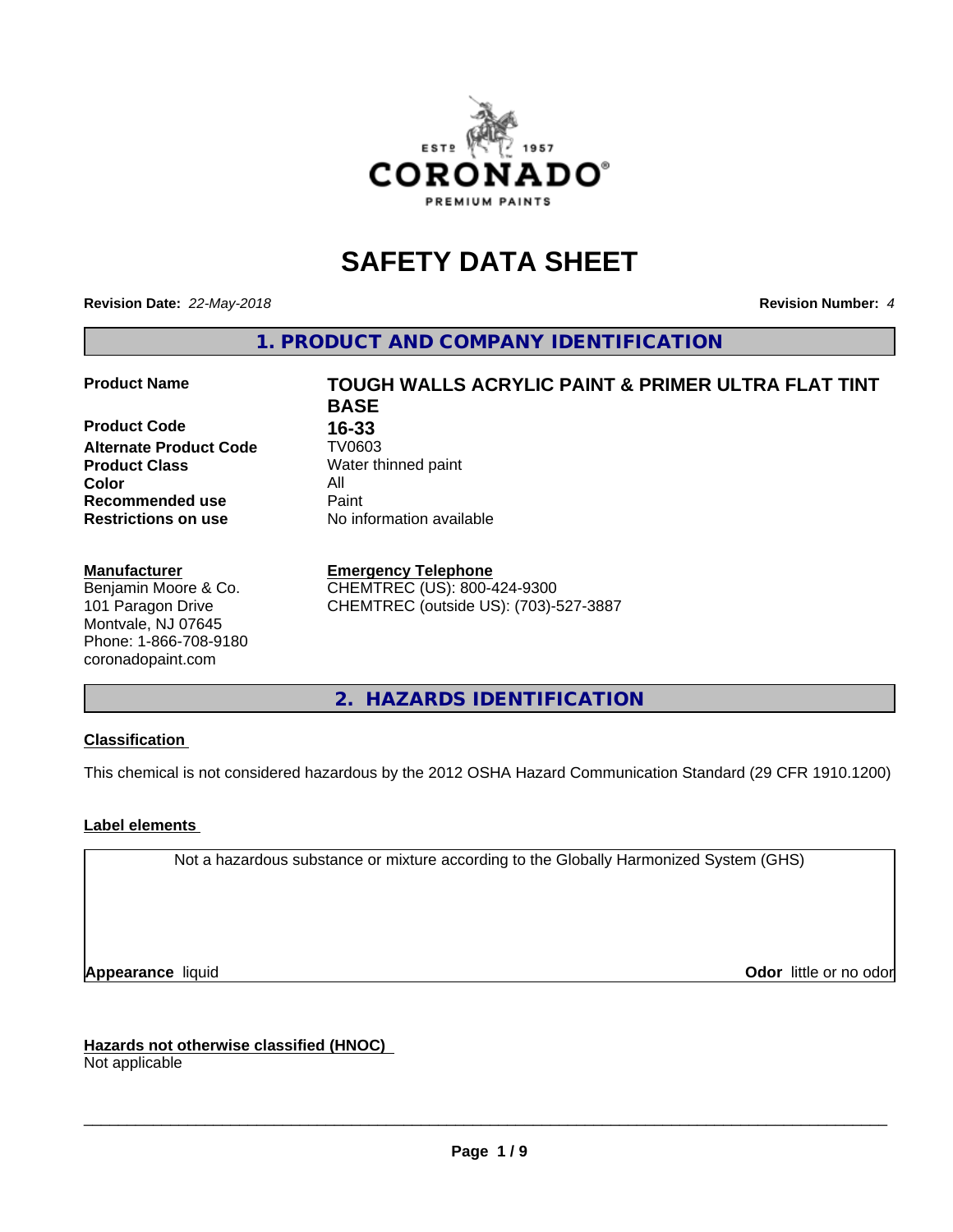# SAFETY DATA SHEET

**Revision Date:** *22-May-2018*

**Revision Number:** *4*

## 1. PRODUCT AND COMPANY IDENTIFICATION

| | |
|---|---|
| **Product Name** | **TOUGH WALLS ACRYLIC PAINT & PRIMER ULTRA FLAT TINT BASE** |
| **Product Code** | **16-33** |
| **Alternate Product Code** | TV0603 |
| **Product Class** | Water thinned paint |
| **Color** | All |
| **Recommended use** | Paint |
| **Restrictions on use** | No information available |

**Manufacturer**
Benjamin Moore & Co.
101 Paragon Drive
Montvale, NJ 07645
Phone: 1-866-708-9180
coronadopaint.com

**Emergency Telephone**
CHEMTREC (US): 800-424-9300
CHEMTREC (outside US): (703)-527-3887

## 2. HAZARDS IDENTIFICATION

**Classification**

This chemical is not considered hazardous by the 2012 OSHA Hazard Communication Standard (29 CFR 1910.1200)

**Label elements**

Not a hazardous substance or mixture according to the Globally Harmonized System (GHS)

**Appearance** liquid

**Odor** little or no odor

**Hazards not otherwise classified (HNOC)**
Not applicable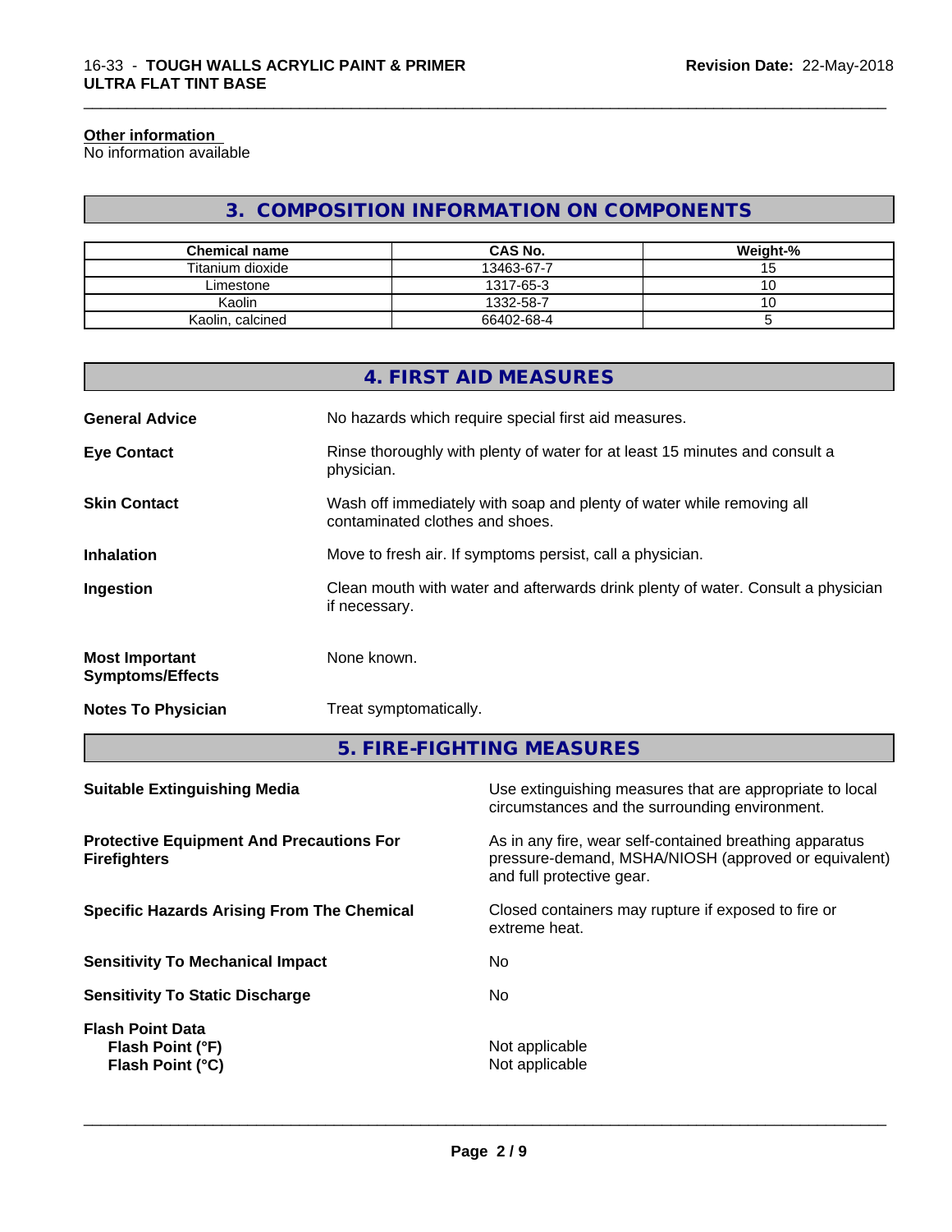### Other information

No information available

## 3. COMPOSITION INFORMATION ON COMPONENTS

| Chemical name | CAS No. | Weight-% |
| --- | --- | --- |
| Titanium dioxide | 13463-67-7 | 15 |
| Limestone | 1317-65-3 | 10 |
| Kaolin | 1332-58-7 | 10 |
| Kaolin, calcined | 66402-68-4 | 5 |

## 4. FIRST AID MEASURES

**General Advice**
No hazards which require special first aid measures.

**Eye Contact**
Rinse thoroughly with plenty of water for at least 15 minutes and consult a physician.

**Skin Contact**
Wash off immediately with soap and plenty of water while removing all contaminated clothes and shoes.

**Inhalation**
Move to fresh air. If symptoms persist, call a physician.

**Ingestion**
Clean mouth with water and afterwards drink plenty of water. Consult a physician if necessary.

**Most Important Symptoms/Effects**
None known.

**Notes To Physician**
Treat symptomatically.

## 5. FIRE-FIGHTING MEASURES

**Suitable Extinguishing Media**
Use extinguishing measures that are appropriate to local circumstances and the surrounding environment.

**Protective Equipment And Precautions For Firefighters**
As in any fire, wear self-contained breathing apparatus pressure-demand, MSHA/NIOSH (approved or equivalent) and full protective gear.

**Specific Hazards Arising From The Chemical**
Closed containers may rupture if exposed to fire or extreme heat.

**Sensitivity To Mechanical Impact**
No

**Sensitivity To Static Discharge**
No

**Flash Point Data**
**Flash Point (°F)** Not applicable
**Flash Point (°C)** Not applicable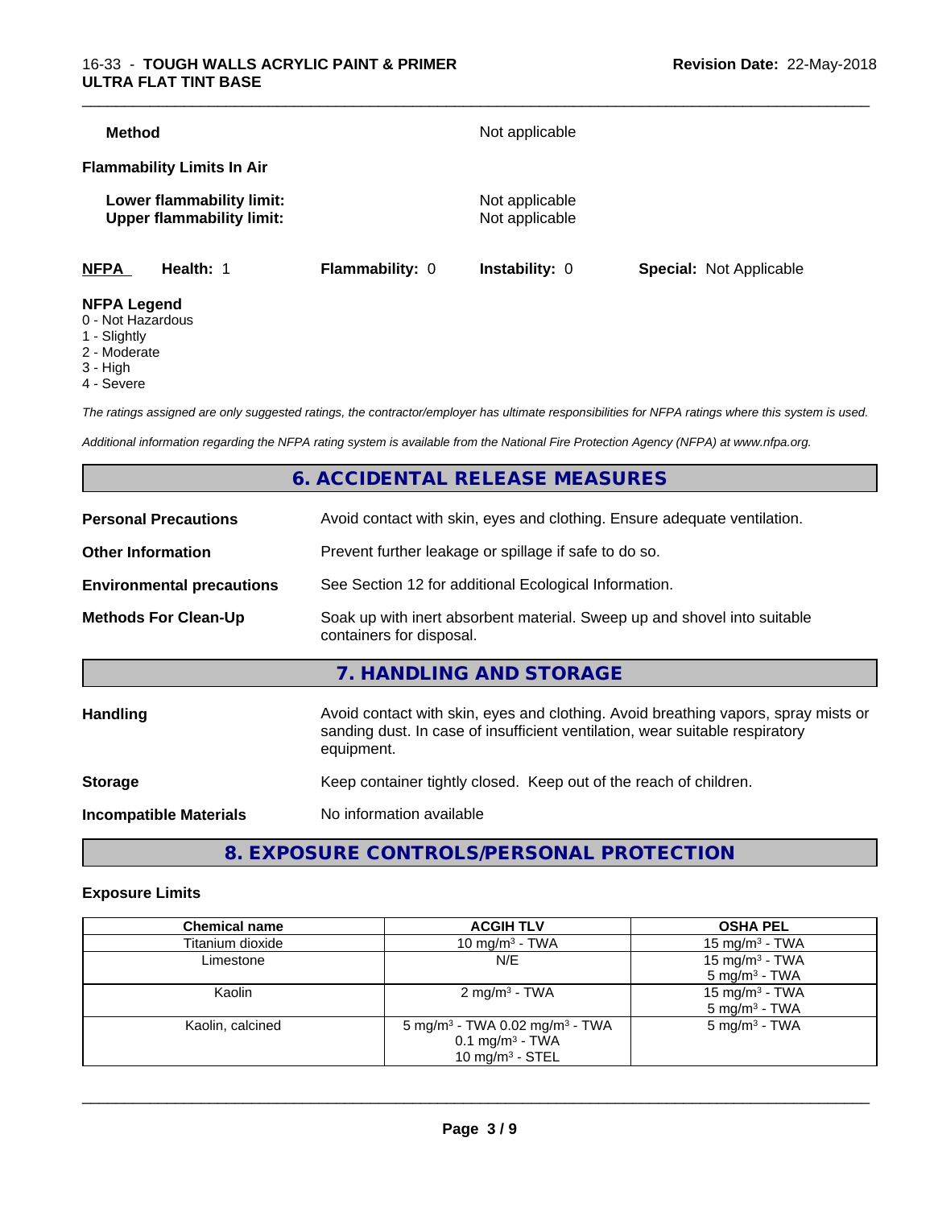**Method** Not applicable

**Flammability Limits In Air**

**Lower flammability limit:** Not applicable
**Upper flammability limit:** Not applicable

**NFPA** **Health:** 1 **Flammability:** 0 **Instability:** 0 **Special:** Not Applicable

**NFPA Legend**
0 - Not Hazardous
1 - Slightly
2 - Moderate
3 - High
4 - Severe

*The ratings assigned are only suggested ratings, the contractor/employer has ultimate responsibilities for NFPA ratings where this system is used.*

*Additional information regarding the NFPA rating system is available from the National Fire Protection Agency (NFPA) at www.nfpa.org.*

## 6. ACCIDENTAL RELEASE MEASURES

**Personal Precautions** Avoid contact with skin, eyes and clothing. Ensure adequate ventilation.

**Other Information** Prevent further leakage or spillage if safe to do so.

**Environmental precautions** See Section 12 for additional Ecological Information.

**Methods For Clean-Up** Soak up with inert absorbent material. Sweep up and shovel into suitable containers for disposal.

## 7. HANDLING AND STORAGE

**Handling** Avoid contact with skin, eyes and clothing. Avoid breathing vapors, spray mists or sanding dust. In case of insufficient ventilation, wear suitable respiratory equipment.

**Storage** Keep container tightly closed. Keep out of the reach of children.

**Incompatible Materials** No information available

## 8. EXPOSURE CONTROLS/PERSONAL PROTECTION

### Exposure Limits

| Chemical name | ACGIH TLV | OSHA PEL |
|---|---|---|
| Titanium dioxide | 10 mg/m³ - TWA | 15 mg/m³ - TWA |
| Limestone | N/E | 15 mg/m³ - TWA<br>5 mg/m³ - TWA |
| Kaolin | 2 mg/m³ - TWA | 15 mg/m³ - TWA<br>5 mg/m³ - TWA |
| Kaolin, calcined | 5 mg/m³ - TWA 0.02 mg/m³ - TWA<br>0.1 mg/m³ - TWA<br>10 mg/m³ - STEL | 5 mg/m³ - TWA |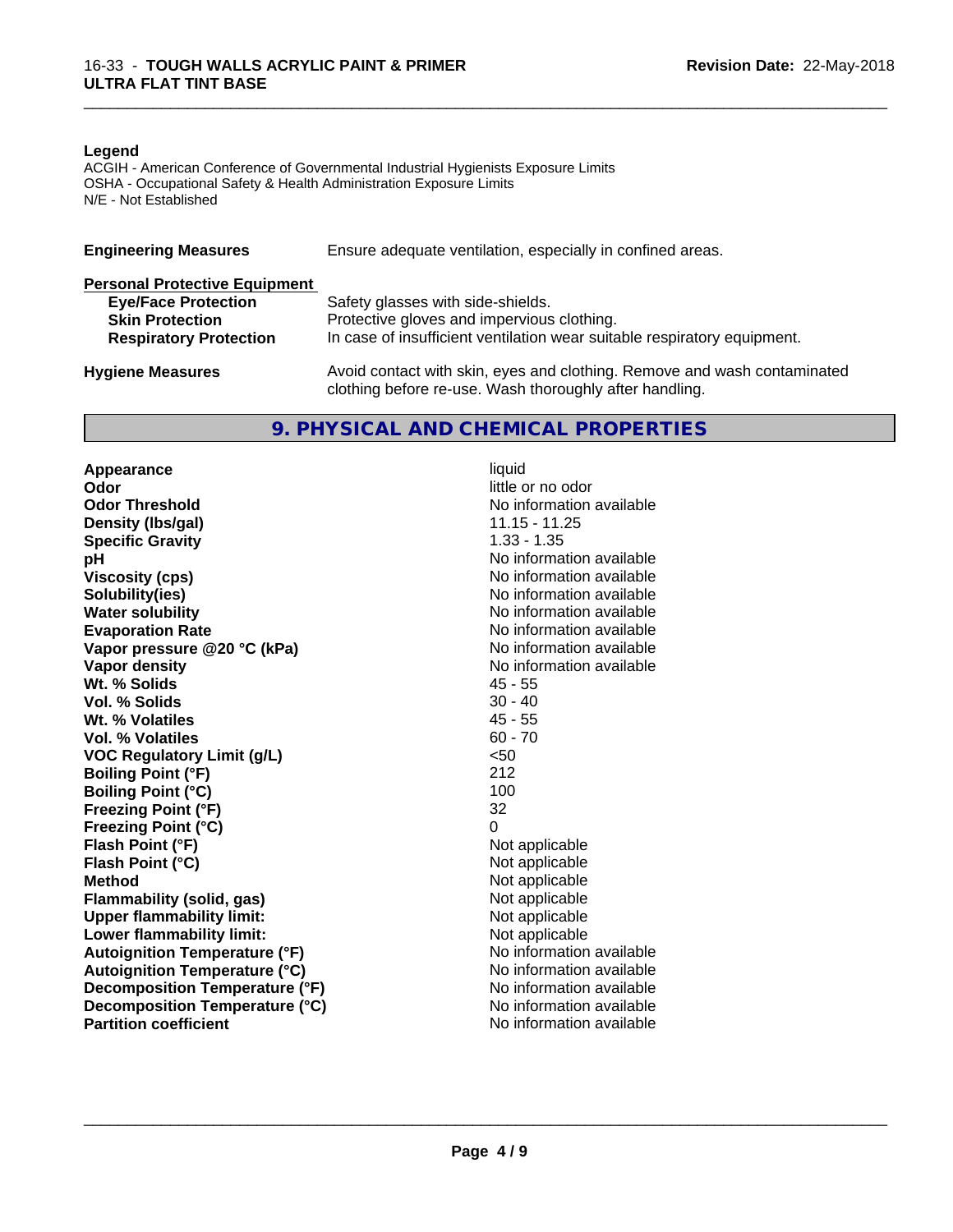**Legend**
ACGIH - American Conference of Governmental Industrial Hygienists Exposure Limits
OSHA - Occupational Safety & Health Administration Exposure Limits
N/E - Not Established

| | |
|---|---|
| **Engineering Measures** | Ensure adequate ventilation, especially in confined areas. |
| **Personal Protective Equipment** | |
| **Eye/Face Protection** | Safety glasses with side-shields. |
| **Skin Protection** | Protective gloves and impervious clothing. |
| **Respiratory Protection** | In case of insufficient ventilation wear suitable respiratory equipment. |
| **Hygiene Measures** | Avoid contact with skin, eyes and clothing. Remove and wash contaminated clothing before re-use. Wash thoroughly after handling. |

## 9. PHYSICAL AND CHEMICAL PROPERTIES

| | |
|---|---|
| **Appearance** | liquid |
| **Odor** | little or no odor |
| **Odor Threshold** | No information available |
| **Density (lbs/gal)** | 11.15 - 11.25 |
| **Specific Gravity** | 1.33 - 1.35 |
| **pH** | No information available |
| **Viscosity (cps)** | No information available |
| **Solubility(ies)** | No information available |
| **Water solubility** | No information available |
| **Evaporation Rate** | No information available |
| **Vapor pressure @20 °C (kPa)** | No information available |
| **Vapor density** | No information available |
| **Wt. % Solids** | 45 - 55 |
| **Vol. % Solids** | 30 - 40 |
| **Wt. % Volatiles** | 45 - 55 |
| **Vol. % Volatiles** | 60 - 70 |
| **VOC Regulatory Limit (g/L)** | <50 |
| **Boiling Point (°F)** | 212 |
| **Boiling Point (°C)** | 100 |
| **Freezing Point (°F)** | 32 |
| **Freezing Point (°C)** | 0 |
| **Flash Point (°F)** | Not applicable |
| **Flash Point (°C)** | Not applicable |
| **Method** | Not applicable |
| **Flammability (solid, gas)** | Not applicable |
| **Upper flammability limit:** | Not applicable |
| **Lower flammability limit:** | Not applicable |
| **Autoignition Temperature (°F)** | No information available |
| **Autoignition Temperature (°C)** | No information available |
| **Decomposition Temperature (°F)** | No information available |
| **Decomposition Temperature (°C)** | No information available |
| **Partition coefficient** | No information available |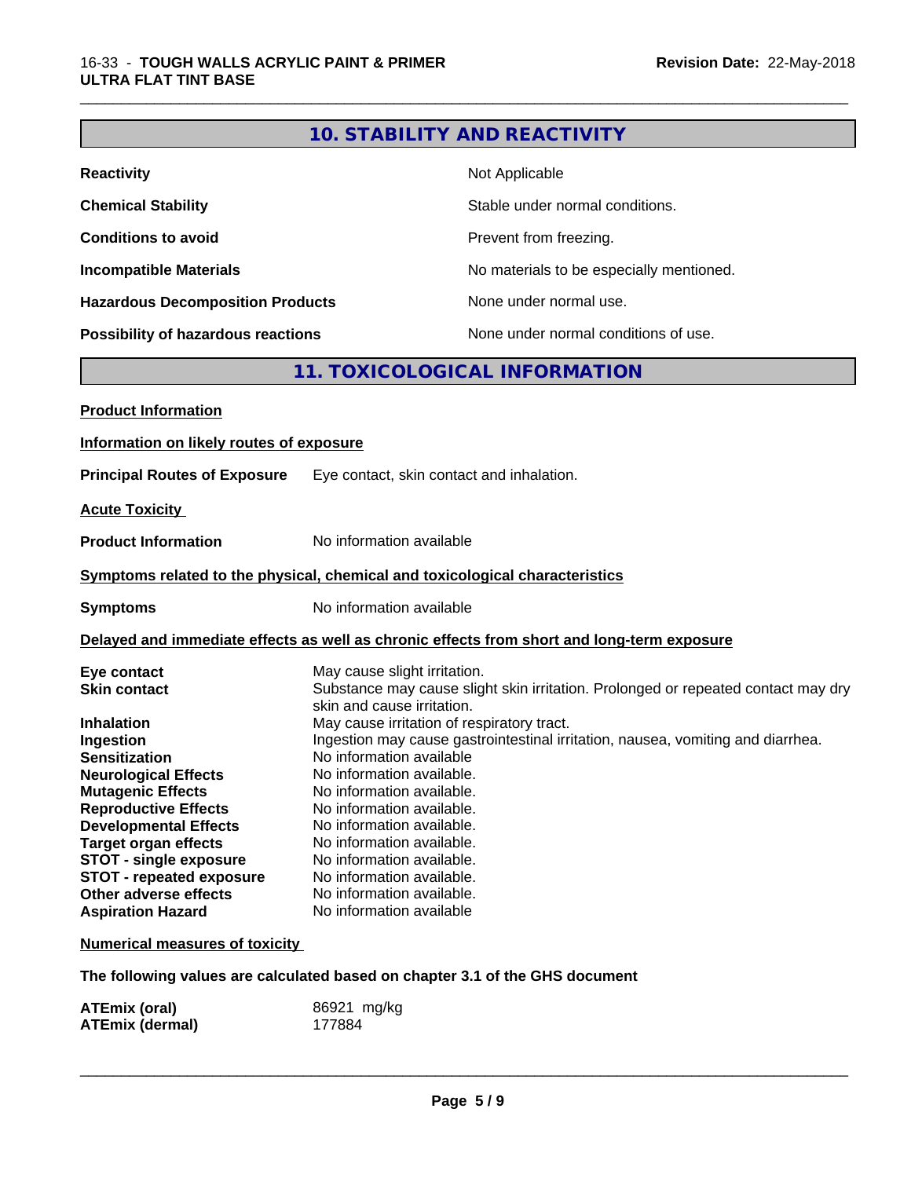## 10. STABILITY AND REACTIVITY

| | |
|---|---|
| **Reactivity** | Not Applicable |
| **Chemical Stability** | Stable under normal conditions. |
| **Conditions to avoid** | Prevent from freezing. |
| **Incompatible Materials** | No materials to be especially mentioned. |
| **Hazardous Decomposition Products** | None under normal use. |
| **Possibility of hazardous reactions** | None under normal conditions of use. |

## 11. TOXICOLOGICAL INFORMATION

**Product Information**

**Information on likely routes of exposure**

**Principal Routes of Exposure** Eye contact, skin contact and inhalation.

**Acute Toxicity**

**Product Information** No information available

**Symptoms related to the physical, chemical and toxicological characteristics**

**Symptoms** No information available

**Delayed and immediate effects as well as chronic effects from short and long-term exposure**

| | |
|---|---|
| **Eye contact** | May cause slight irritation. |
| **Skin contact** | Substance may cause slight skin irritation. Prolonged or repeated contact may dry skin and cause irritation. |
| **Inhalation** | May cause irritation of respiratory tract. |
| **Ingestion** | Ingestion may cause gastrointestinal irritation, nausea, vomiting and diarrhea. |
| **Sensitization** | No information available |
| **Neurological Effects** | No information available. |
| **Mutagenic Effects** | No information available. |
| **Reproductive Effects** | No information available. |
| **Developmental Effects** | No information available. |
| **Target organ effects** | No information available. |
| **STOT - single exposure** | No information available. |
| **STOT - repeated exposure** | No information available. |
| **Other adverse effects** | No information available. |
| **Aspiration Hazard** | No information available |

**Numerical measures of toxicity**

**The following values are calculated based on chapter 3.1 of the GHS document**

| | |
|---|---|
| **ATEmix (oral)** | 86921 mg/kg |
| **ATEmix (dermal)** | 177884 |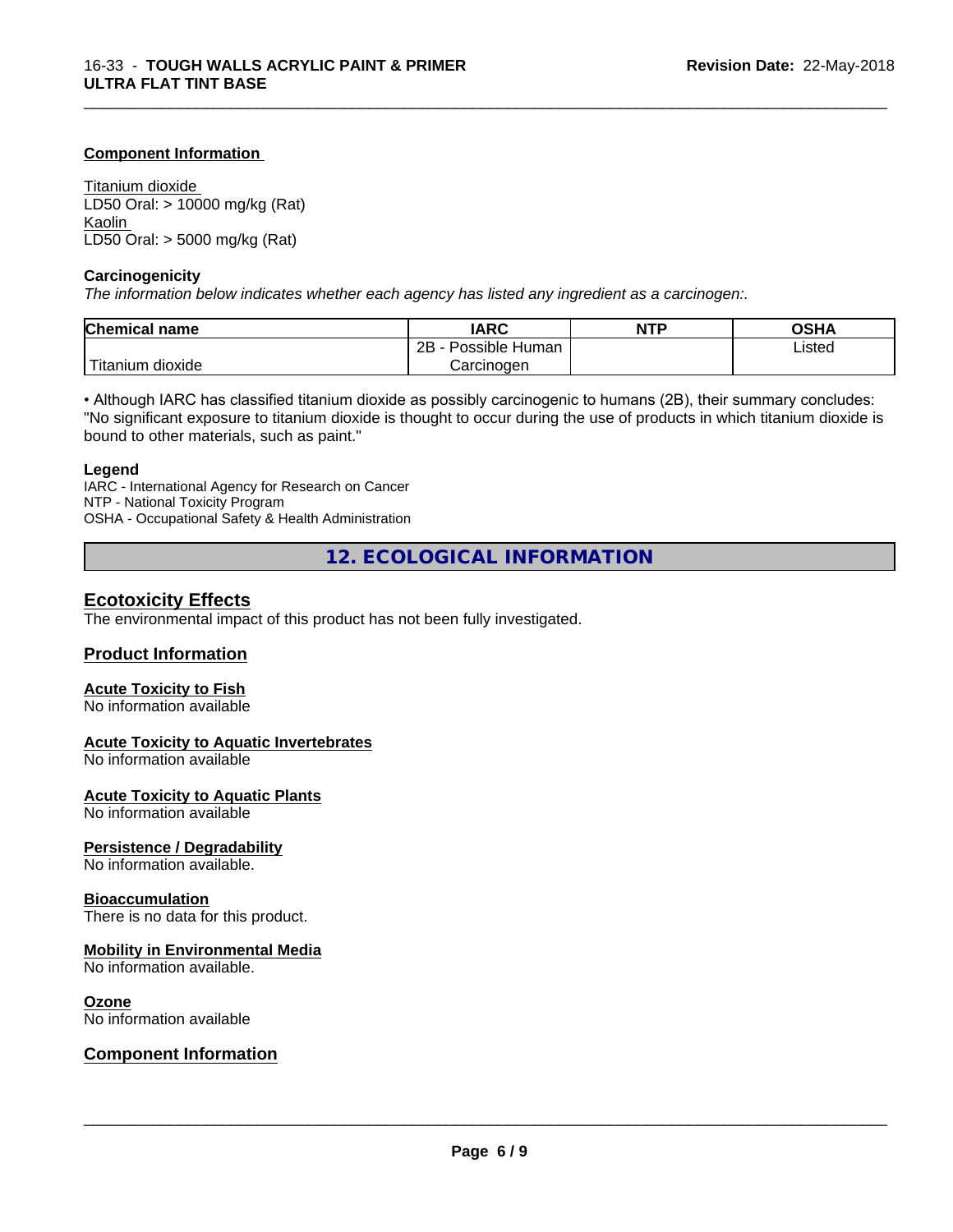**Component Information**

Titanium dioxide
LD50 Oral: > 10000 mg/kg (Rat)
Kaolin
LD50 Oral: > 5000 mg/kg (Rat)

**Carcinogenicity**

*The information below indicates whether each agency has listed any ingredient as a carcinogen:.*

| Chemical name | IARC | NTP | OSHA |
|---|---|---|---|
| Titanium dioxide | 2B - Possible Human Carcinogen | | Listed |

• Although IARC has classified titanium dioxide as possibly carcinogenic to humans (2B), their summary concludes: "No significant exposure to titanium dioxide is thought to occur during the use of products in which titanium dioxide is bound to other materials, such as paint."

**Legend**

IARC - International Agency for Research on Cancer
NTP - National Toxicity Program
OSHA - Occupational Safety & Health Administration

# 12. ECOLOGICAL INFORMATION

## Ecotoxicity Effects

The environmental impact of this product has not been fully investigated.

## Product Information

**Acute Toxicity to Fish**
No information available

**Acute Toxicity to Aquatic Invertebrates**
No information available

**Acute Toxicity to Aquatic Plants**
No information available

**Persistence / Degradability**
No information available.

**Bioaccumulation**
There is no data for this product.

**Mobility in Environmental Media**
No information available.

**Ozone**
No information available

## Component Information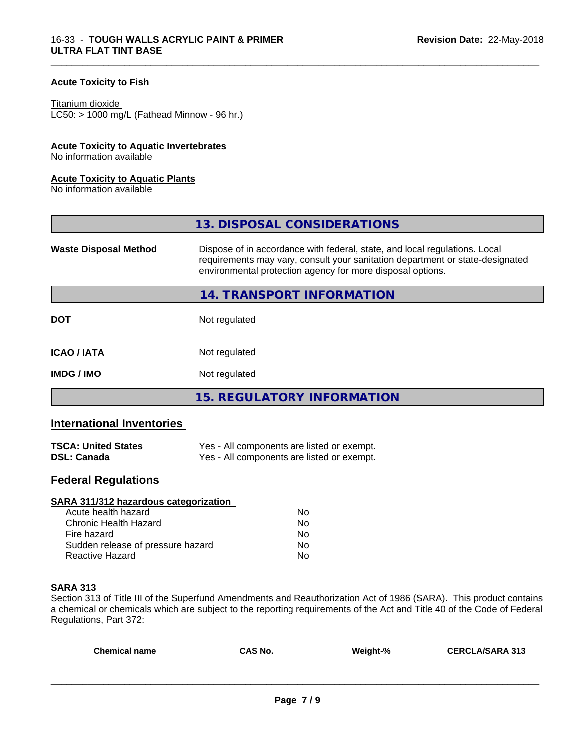**Acute Toxicity to Fish**

Titanium dioxide
LC50: > 1000 mg/L (Fathead Minnow - 96 hr.)

**Acute Toxicity to Aquatic Invertebrates**
No information available

**Acute Toxicity to Aquatic Plants**
No information available

## 13. DISPOSAL CONSIDERATIONS

| | |
|---|---|
| **Waste Disposal Method** | Dispose of in accordance with federal, state, and local regulations. Local requirements may vary, consult your sanitation department or state-designated environmental protection agency for more disposal options. |

## 14. TRANSPORT INFORMATION

| | |
|---|---|
| **DOT** | Not regulated |
| **ICAO / IATA** | Not regulated |
| **IMDG / IMO** | Not regulated |

## 15. REGULATORY INFORMATION

### International Inventories

| | |
|---|---|
| **TSCA: United States** | Yes - All components are listed or exempt. |
| **DSL: Canada** | Yes - All components are listed or exempt. |

### Federal Regulations

**SARA 311/312 hazardous categorization**

| | |
|---|---|
| Acute health hazard | No |
| Chronic Health Hazard | No |
| Fire hazard | No |
| Sudden release of pressure hazard | No |
| Reactive Hazard | No |

**SARA 313**
Section 313 of Title III of the Superfund Amendments and Reauthorization Act of 1986 (SARA). This product contains a chemical or chemicals which are subject to the reporting requirements of the Act and Title 40 of the Code of Federal Regulations, Part 372:

| Chemical name | CAS No. | Weight-% | CERCLA/SARA 313 |
|---|---|---|---|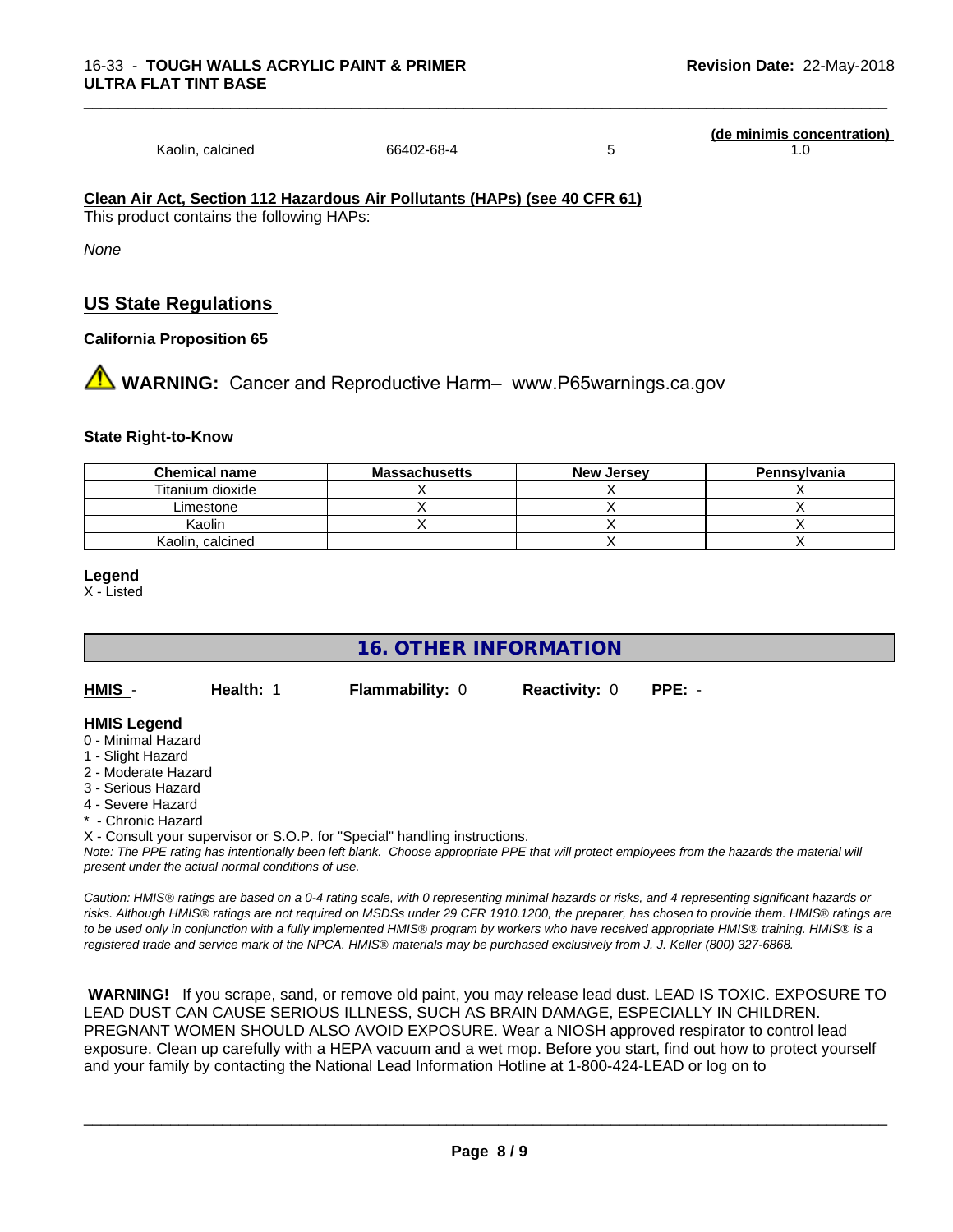| | | | (de minimis concentration) |
|---|---|---|---|
| Kaolin, calcined | 66402-68-4 | 5 | 1.0 |

**Clean Air Act, Section 112 Hazardous Air Pollutants (HAPs) (see 40 CFR 61)**

This product contains the following HAPs:

*None*

## US State Regulations

**California Proposition 65**

⚠ **WARNING:** Cancer and Reproductive Harm– www.P65warnings.ca.gov

**State Right-to-Know**

| Chemical name | Massachusetts | New Jersey | Pennsylvania |
|---|---|---|---|
| Titanium dioxide | X | X | X |
| Limestone | X | X | X |
| Kaolin | X | X | X |
| Kaolin, calcined | | X | X |

**Legend**

X - Listed

## 16. OTHER INFORMATION

**HMIS** - **Health:** 1 **Flammability:** 0 **Reactivity:** 0 **PPE:** -

**HMIS Legend**

0 - Minimal Hazard
1 - Slight Hazard
2 - Moderate Hazard
3 - Serious Hazard
4 - Severe Hazard
* - Chronic Hazard
X - Consult your supervisor or S.O.P. for "Special" handling instructions.

*Note: The PPE rating has intentionally been left blank. Choose appropriate PPE that will protect employees from the hazards the material will present under the actual normal conditions of use.*

*Caution: HMIS® ratings are based on a 0-4 rating scale, with 0 representing minimal hazards or risks, and 4 representing significant hazards or risks. Although HMIS® ratings are not required on MSDSs under 29 CFR 1910.1200, the preparer, has chosen to provide them. HMIS® ratings are to be used only in conjunction with a fully implemented HMIS® program by workers who have received appropriate HMIS® training. HMIS® is a registered trade and service mark of the NPCA. HMIS® materials may be purchased exclusively from J. J. Keller (800) 327-6868.*

**WARNING!** If you scrape, sand, or remove old paint, you may release lead dust. LEAD IS TOXIC. EXPOSURE TO LEAD DUST CAN CAUSE SERIOUS ILLNESS, SUCH AS BRAIN DAMAGE, ESPECIALLY IN CHILDREN. PREGNANT WOMEN SHOULD ALSO AVOID EXPOSURE. Wear a NIOSH approved respirator to control lead exposure. Clean up carefully with a HEPA vacuum and a wet mop. Before you start, find out how to protect yourself and your family by contacting the National Lead Information Hotline at 1-800-424-LEAD or log on to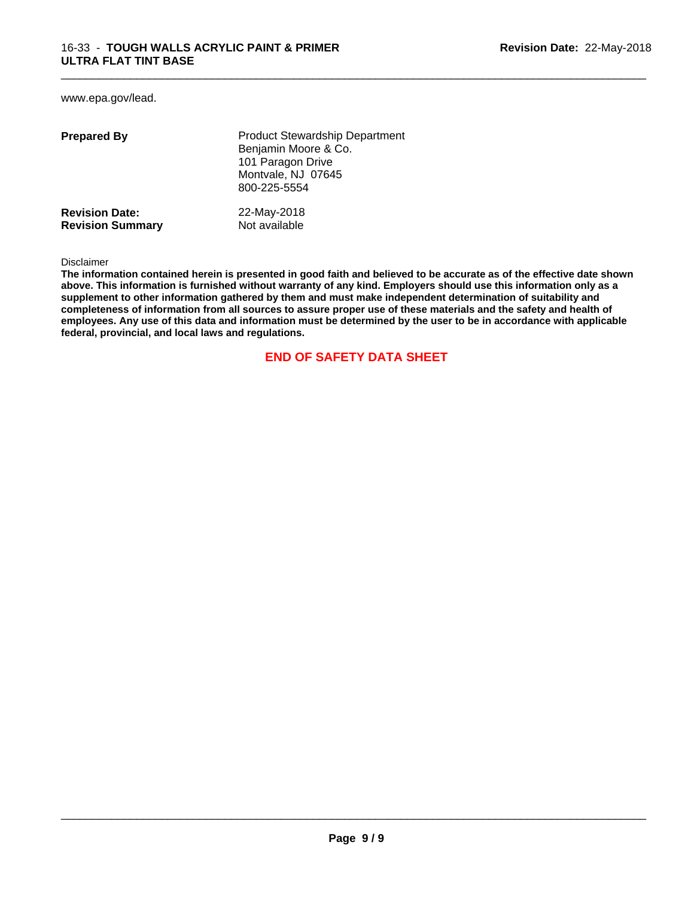www.epa.gov/lead.

| | |
|---|---|
| **Prepared By** | Product Stewardship Department<br>Benjamin Moore & Co.<br>101 Paragon Drive<br>Montvale, NJ 07645<br>800-225-5554 |
| **Revision Date:** | 22-May-2018 |
| **Revision Summary** | Not available |

Disclaimer

**The information contained herein is presented in good faith and believed to be accurate as of the effective date shown above. This information is furnished without warranty of any kind. Employers should use this information only as a supplement to other information gathered by them and must make independent determination of suitability and completeness of information from all sources to assure proper use of these materials and the safety and health of employees. Any use of this data and information must be determined by the user to be in accordance with applicable federal, provincial, and local laws and regulations.**

**END OF SAFETY DATA SHEET**